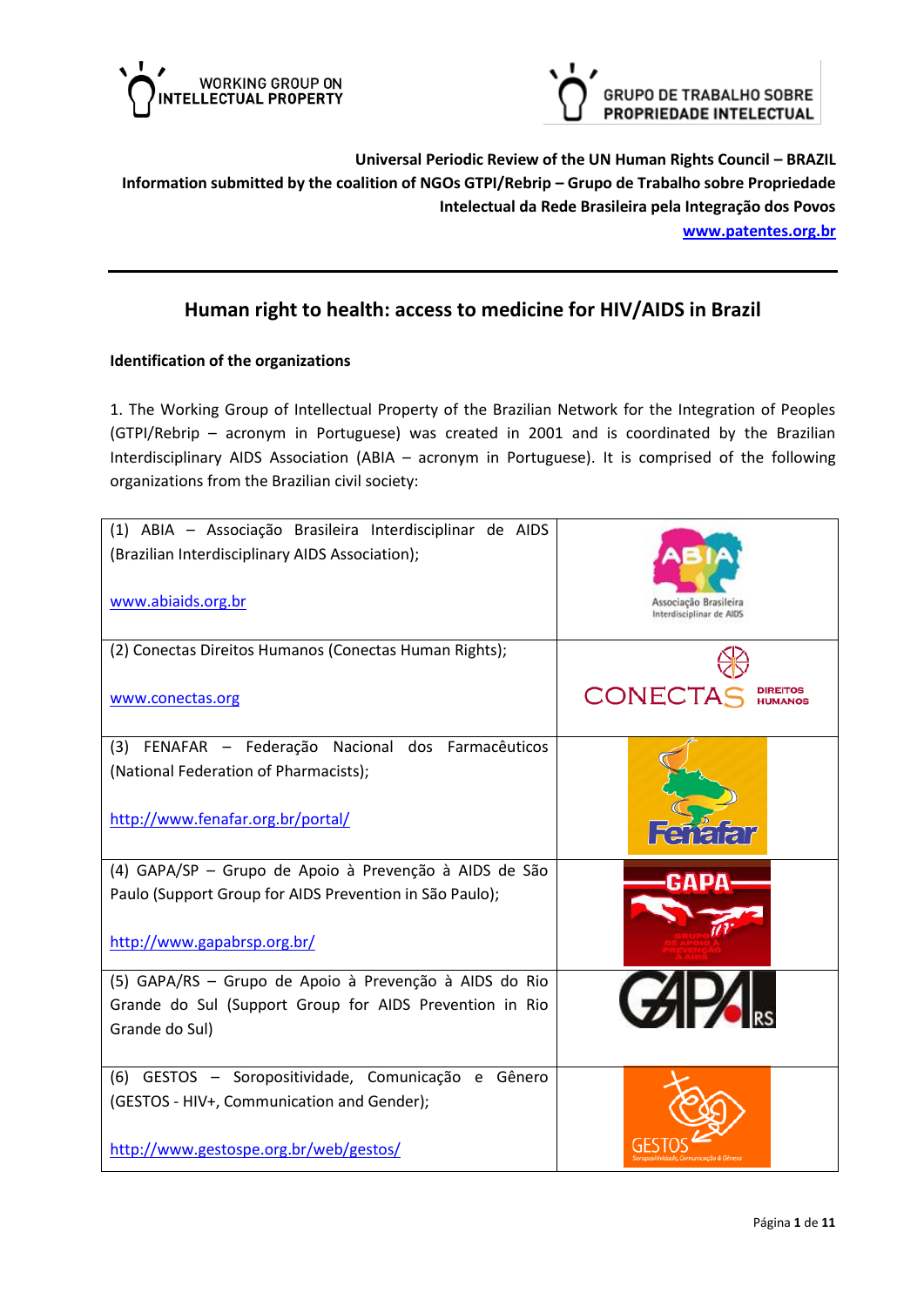WORKING GROUP ON INTELLECTUAL PROPERTY

GRUPO DE TRABALHO SOBRE PROPRIEDADE INTELECTUAL

**Universal Periodic Review of the UN Human Rights Council – BRAZIL**
**Information submitted by the coalition of NGOs GTPI/Rebrip – Grupo de Trabalho sobre Propriedade Intelectual da Rede Brasileira pela Integração dos Povos**
**www.patentes.org.br**

---

# Human right to health: access to medicine for HIV/AIDS in Brazil

**Identification of the organizations**

1. The Working Group of Intellectual Property of the Brazilian Network for the Integration of Peoples (GTPI/Rebrip – acronym in Portuguese) was created in 2001 and is coordinated by the Brazilian Interdisciplinary AIDS Association (ABIA – acronym in Portuguese). It is comprised of the following organizations from the Brazilian civil society:

| | |
|---|---|
| (1) ABIA – Associação Brasileira Interdisciplinar de AIDS (Brazilian Interdisciplinary AIDS Association);<br><br>www.abiaids.org.br | ABIA Associação Brasileira Interdisciplinar de AIDS |
| (2) Conectas Direitos Humanos (Conectas Human Rights);<br><br>www.conectas.org | CONECTAS DIREITOS HUMANOS |
| (3) FENAFAR – Federação Nacional dos Farmacêuticos (National Federation of Pharmacists);<br><br>http://www.fenafar.org.br/portal/ | Fenafar |
| (4) GAPA/SP – Grupo de Apoio à Prevenção à AIDS de São Paulo (Support Group for AIDS Prevention in São Paulo);<br><br>http://www.gapabrsp.org.br/ | GAPA GRUPO DE APOIO À PREVENÇÃO À AIDS |
| (5) GAPA/RS – Grupo de Apoio à Prevenção à AIDS do Rio Grande do Sul (Support Group for AIDS Prevention in Rio Grande do Sul) | GAPA RS |
| (6) GESTOS – Soropositividade, Comunicação e Gênero (GESTOS - HIV+, Communication and Gender);<br><br>http://www.gestospe.org.br/web/gestos/ | GESTOS Soropositividade, Comunicação & Gênero |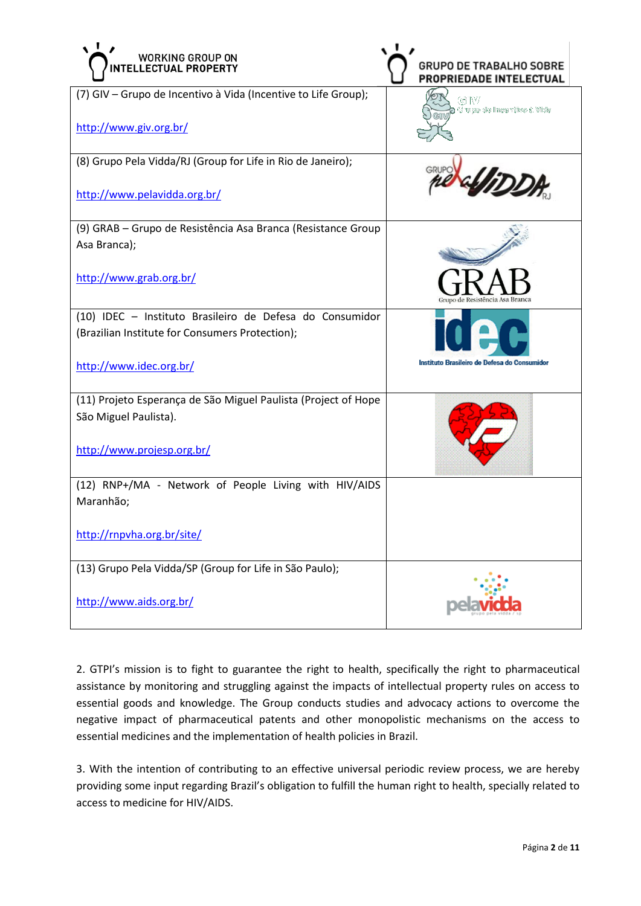| | |
|---|---|
| (7) GIV – Grupo de Incentivo à Vida (Incentive to Life Group);<br><br>http://www.giv.org.br/ | GIV Grupo de Incentivo à Vida |
| (8) Grupo Pela Vidda/RJ (Group for Life in Rio de Janeiro);<br><br>http://www.pelavidda.org.br/ | GRUPO pela VIDDA RJ |
| (9) GRAB – Grupo de Resistência Asa Branca (Resistance Group Asa Branca);<br><br>http://www.grab.org.br/ | GRAB Grupo de Resistência Asa Branca |
| (10) IDEC – Instituto Brasileiro de Defesa do Consumidor (Brazilian Institute for Consumers Protection);<br><br>http://www.idec.org.br/ | idec Instituto Brasileiro de Defesa do Consumidor |
| (11) Projeto Esperança de São Miguel Paulista (Project of Hope São Miguel Paulista).<br><br>http://www.projesp.org.br/ | |
| (12) RNP+/MA - Network of People Living with HIV/AIDS Maranhão;<br><br>http://rnpvha.org.br/site/ | |
| (13) Grupo Pela Vidda/SP (Group for Life in São Paulo);<br><br>http://www.aids.org.br/ | pelavidda grupo pela vidda / sp |

2. GTPI's mission is to fight to guarantee the right to health, specifically the right to pharmaceutical assistance by monitoring and struggling against the impacts of intellectual property rules on access to essential goods and knowledge. The Group conducts studies and advocacy actions to overcome the negative impact of pharmaceutical patents and other monopolistic mechanisms on the access to essential medicines and the implementation of health policies in Brazil.

3. With the intention of contributing to an effective universal periodic review process, we are hereby providing some input regarding Brazil's obligation to fulfill the human right to health, specially related to access to medicine for HIV/AIDS.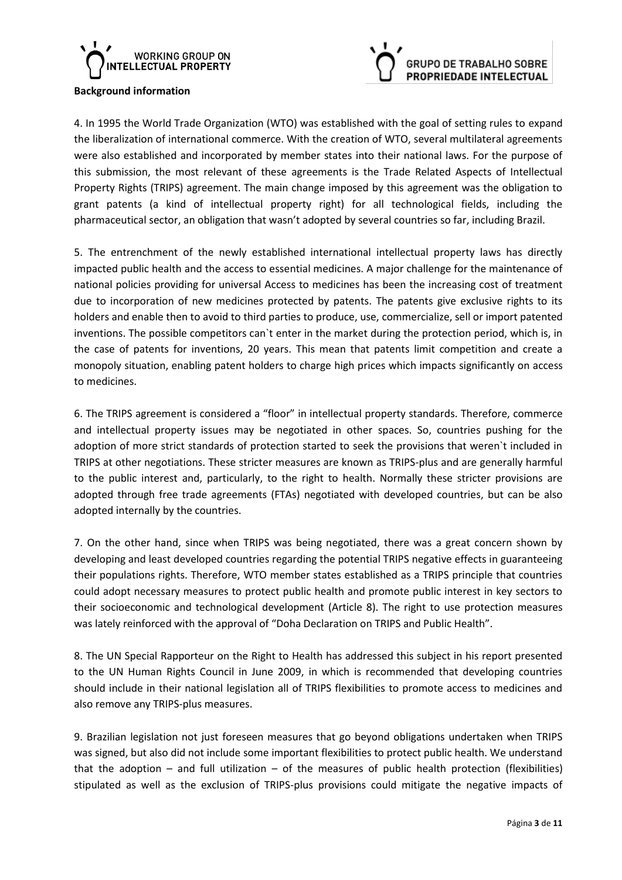**Background information**

4. In 1995 the World Trade Organization (WTO) was established with the goal of setting rules to expand the liberalization of international commerce. With the creation of WTO, several multilateral agreements were also established and incorporated by member states into their national laws. For the purpose of this submission, the most relevant of these agreements is the Trade Related Aspects of Intellectual Property Rights (TRIPS) agreement. The main change imposed by this agreement was the obligation to grant patents (a kind of intellectual property right) for all technological fields, including the pharmaceutical sector, an obligation that wasn't adopted by several countries so far, including Brazil.

5. The entrenchment of the newly established international intellectual property laws has directly impacted public health and the access to essential medicines. A major challenge for the maintenance of national policies providing for universal Access to medicines has been the increasing cost of treatment due to incorporation of new medicines protected by patents. The patents give exclusive rights to its holders and enable then to avoid to third parties to produce, use, commercialize, sell or import patented inventions. The possible competitors can`t enter in the market during the protection period, which is, in the case of patents for inventions, 20 years. This mean that patents limit competition and create a monopoly situation, enabling patent holders to charge high prices which impacts significantly on access to medicines.

6. The TRIPS agreement is considered a "floor" in intellectual property standards. Therefore, commerce and intellectual property issues may be negotiated in other spaces. So, countries pushing for the adoption of more strict standards of protection started to seek the provisions that weren`t included in TRIPS at other negotiations. These stricter measures are known as TRIPS-plus and are generally harmful to the public interest and, particularly, to the right to health. Normally these stricter provisions are adopted through free trade agreements (FTAs) negotiated with developed countries, but can be also adopted internally by the countries.

7. On the other hand, since when TRIPS was being negotiated, there was a great concern shown by developing and least developed countries regarding the potential TRIPS negative effects in guaranteeing their populations rights. Therefore, WTO member states established as a TRIPS principle that countries could adopt necessary measures to protect public health and promote public interest in key sectors to their socioeconomic and technological development (Article 8). The right to use protection measures was lately reinforced with the approval of "Doha Declaration on TRIPS and Public Health".

8. The UN Special Rapporteur on the Right to Health has addressed this subject in his report presented to the UN Human Rights Council in June 2009, in which is recommended that developing countries should include in their national legislation all of TRIPS flexibilities to promote access to medicines and also remove any TRIPS-plus measures.

9. Brazilian legislation not just foreseen measures that go beyond obligations undertaken when TRIPS was signed, but also did not include some important flexibilities to protect public health. We understand that the adoption – and full utilization – of the measures of public health protection (flexibilities) stipulated as well as the exclusion of TRIPS-plus provisions could mitigate the negative impacts of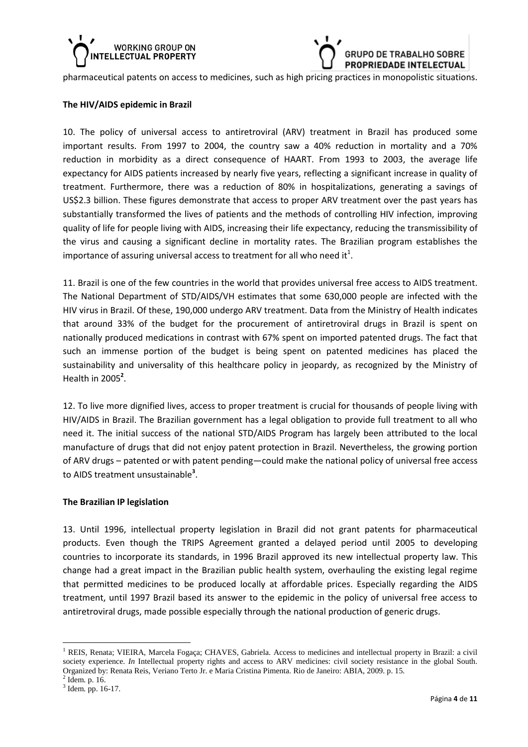pharmaceutical patents on access to medicines, such as high pricing practices in monopolistic situations.

**The HIV/AIDS epidemic in Brazil**

10. The policy of universal access to antiretroviral (ARV) treatment in Brazil has produced some important results. From 1997 to 2004, the country saw a 40% reduction in mortality and a 70% reduction in morbidity as a direct consequence of HAART. From 1993 to 2003, the average life expectancy for AIDS patients increased by nearly five years, reflecting a significant increase in quality of treatment. Furthermore, there was a reduction of 80% in hospitalizations, generating a savings of US$2.3 billion. These figures demonstrate that access to proper ARV treatment over the past years has substantially transformed the lives of patients and the methods of controlling HIV infection, improving quality of life for people living with AIDS, increasing their life expectancy, reducing the transmissibility of the virus and causing a significant decline in mortality rates. The Brazilian program establishes the importance of assuring universal access to treatment for all who need it[1].

11. Brazil is one of the few countries in the world that provides universal free access to AIDS treatment. The National Department of STD/AIDS/VH estimates that some 630,000 people are infected with the HIV virus in Brazil. Of these, 190,000 undergo ARV treatment. Data from the Ministry of Health indicates that around 33% of the budget for the procurement of antiretroviral drugs in Brazil is spent on nationally produced medications in contrast with 67% spent on imported patented drugs. The fact that such an immense portion of the budget is being spent on patented medicines has placed the sustainability and universality of this healthcare policy in jeopardy, as recognized by the Ministry of Health in 2005[2].

12. To live more dignified lives, access to proper treatment is crucial for thousands of people living with HIV/AIDS in Brazil. The Brazilian government has a legal obligation to provide full treatment to all who need it. The initial success of the national STD/AIDS Program has largely been attributed to the local manufacture of drugs that did not enjoy patent protection in Brazil. Nevertheless, the growing portion of ARV drugs – patented or with patent pending—could make the national policy of universal free access to AIDS treatment unsustainable[3].

**The Brazilian IP legislation**

13. Until 1996, intellectual property legislation in Brazil did not grant patents for pharmaceutical products. Even though the TRIPS Agreement granted a delayed period until 2005 to developing countries to incorporate its standards, in 1996 Brazil approved its new intellectual property law. This change had a great impact in the Brazilian public health system, overhauling the existing legal regime that permitted medicines to be produced locally at affordable prices. Especially regarding the AIDS treatment, until 1997 Brazil based its answer to the epidemic in the policy of universal free access to antiretroviral drugs, made possible especially through the national production of generic drugs.

---

[1] REIS, Renata; VIEIRA, Marcela Fogaça; CHAVES, Gabriela. Access to medicines and intellectual property in Brazil: a civil society experience. *In* Intellectual property rights and access to ARV medicines: civil society resistance in the global South. Organized by: Renata Reis, Veriano Terto Jr. e Maria Cristina Pimenta. Rio de Janeiro: ABIA, 2009. p. 15.

[2] Idem. p. 16.

[3] Idem. pp. 16-17.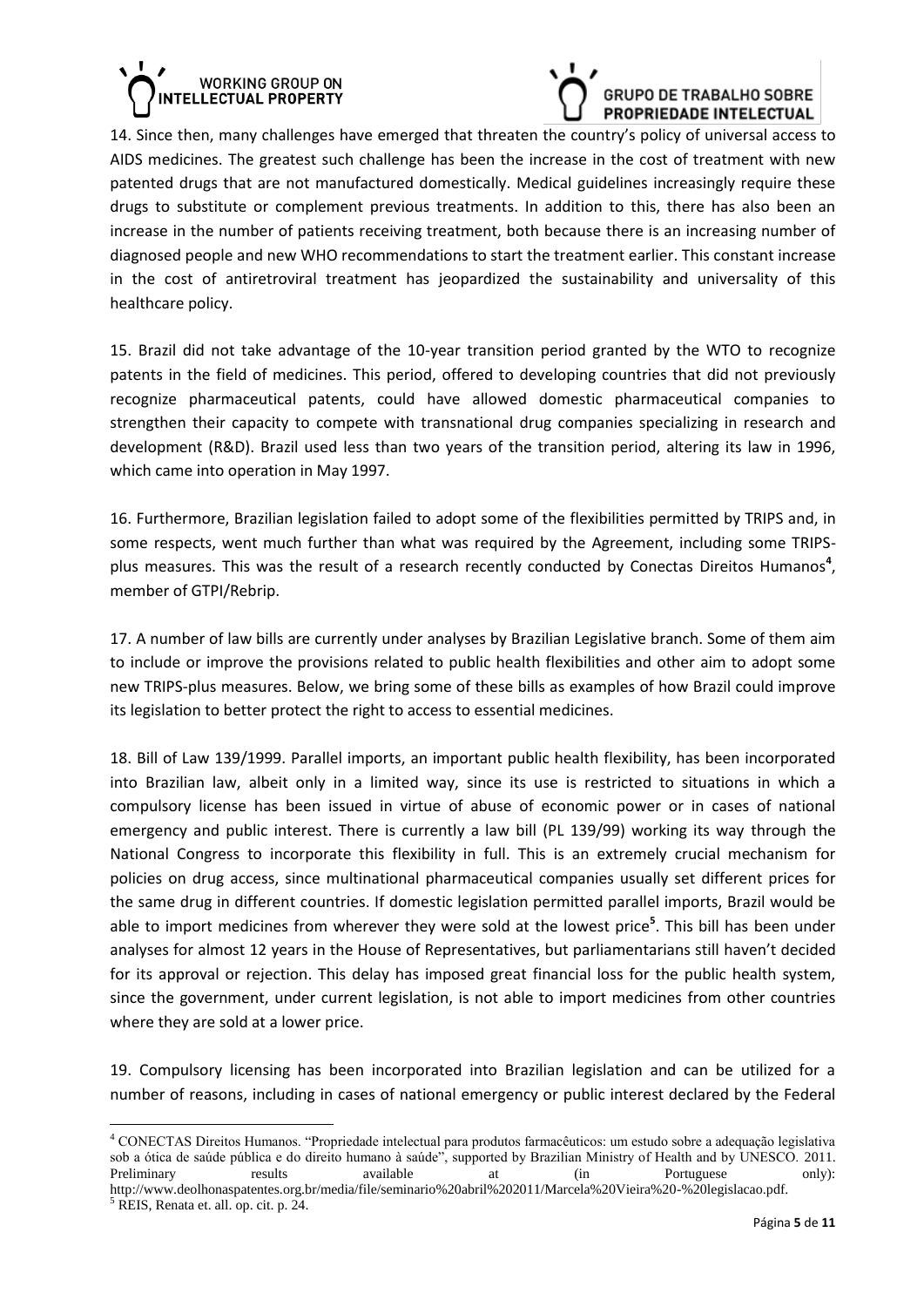14. Since then, many challenges have emerged that threaten the country's policy of universal access to AIDS medicines. The greatest such challenge has been the increase in the cost of treatment with new patented drugs that are not manufactured domestically. Medical guidelines increasingly require these drugs to substitute or complement previous treatments. In addition to this, there has also been an increase in the number of patients receiving treatment, both because there is an increasing number of diagnosed people and new WHO recommendations to start the treatment earlier. This constant increase in the cost of antiretroviral treatment has jeopardized the sustainability and universality of this healthcare policy.

15. Brazil did not take advantage of the 10-year transition period granted by the WTO to recognize patents in the field of medicines. This period, offered to developing countries that did not previously recognize pharmaceutical patents, could have allowed domestic pharmaceutical companies to strengthen their capacity to compete with transnational drug companies specializing in research and development (R&D). Brazil used less than two years of the transition period, altering its law in 1996, which came into operation in May 1997.

16. Furthermore, Brazilian legislation failed to adopt some of the flexibilities permitted by TRIPS and, in some respects, went much further than what was required by the Agreement, including some TRIPS-plus measures. This was the result of a research recently conducted by Conectas Direitos Humanos[4], member of GTPI/Rebrip.

17. A number of law bills are currently under analyses by Brazilian Legislative branch. Some of them aim to include or improve the provisions related to public health flexibilities and other aim to adopt some new TRIPS-plus measures. Below, we bring some of these bills as examples of how Brazil could improve its legislation to better protect the right to access to essential medicines.

18. Bill of Law 139/1999. Parallel imports, an important public health flexibility, has been incorporated into Brazilian law, albeit only in a limited way, since its use is restricted to situations in which a compulsory license has been issued in virtue of abuse of economic power or in cases of national emergency and public interest. There is currently a law bill (PL 139/99) working its way through the National Congress to incorporate this flexibility in full. This is an extremely crucial mechanism for policies on drug access, since multinational pharmaceutical companies usually set different prices for the same drug in different countries. If domestic legislation permitted parallel imports, Brazil would be able to import medicines from wherever they were sold at the lowest price[5]. This bill has been under analyses for almost 12 years in the House of Representatives, but parliamentarians still haven't decided for its approval or rejection. This delay has imposed great financial loss for the public health system, since the government, under current legislation, is not able to import medicines from other countries where they are sold at a lower price.

19. Compulsory licensing has been incorporated into Brazilian legislation and can be utilized for a number of reasons, including in cases of national emergency or public interest declared by the Federal

---

[4] CONECTAS Direitos Humanos. "Propriedade intelectual para produtos farmacêuticos: um estudo sobre a adequação legislativa sob a ótica de saúde pública e do direito humano à saúde", supported by Brazilian Ministry of Health and by UNESCO. 2011. Preliminary results available at (in Portuguese only): http://www.deolhonaspatentes.org.br/media/file/seminario%20abril%202011/Marcela%20Vieira%20-%20legislacao.pdf.

[5] REIS, Renata et. all. op. cit. p. 24.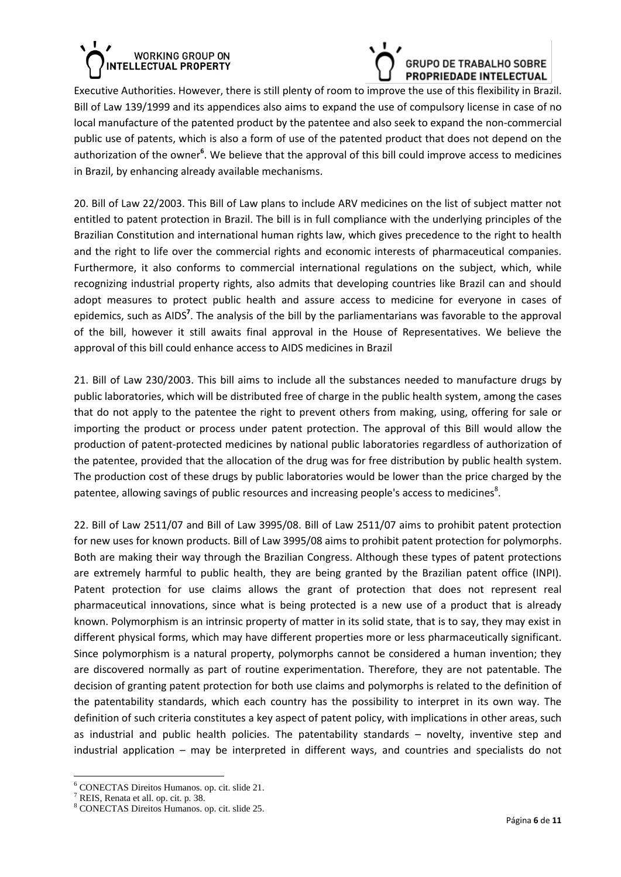Executive Authorities. However, there is still plenty of room to improve the use of this flexibility in Brazil. Bill of Law 139/1999 and its appendices also aims to expand the use of compulsory license in case of no local manufacture of the patented product by the patentee and also seek to expand the non-commercial public use of patents, which is also a form of use of the patented product that does not depend on the authorization of the owner[6]. We believe that the approval of this bill could improve access to medicines in Brazil, by enhancing already available mechanisms.

20. Bill of Law 22/2003. This Bill of Law plans to include ARV medicines on the list of subject matter not entitled to patent protection in Brazil. The bill is in full compliance with the underlying principles of the Brazilian Constitution and international human rights law, which gives precedence to the right to health and the right to life over the commercial rights and economic interests of pharmaceutical companies. Furthermore, it also conforms to commercial international regulations on the subject, which, while recognizing industrial property rights, also admits that developing countries like Brazil can and should adopt measures to protect public health and assure access to medicine for everyone in cases of epidemics, such as AIDS[7]. The analysis of the bill by the parliamentarians was favorable to the approval of the bill, however it still awaits final approval in the House of Representatives. We believe the approval of this bill could enhance access to AIDS medicines in Brazil

21. Bill of Law 230/2003. This bill aims to include all the substances needed to manufacture drugs by public laboratories, which will be distributed free of charge in the public health system, among the cases that do not apply to the patentee the right to prevent others from making, using, offering for sale or importing the product or process under patent protection. The approval of this Bill would allow the production of patent-protected medicines by national public laboratories regardless of authorization of the patentee, provided that the allocation of the drug was for free distribution by public health system. The production cost of these drugs by public laboratories would be lower than the price charged by the patentee, allowing savings of public resources and increasing people's access to medicines[8].

22. Bill of Law 2511/07 and Bill of Law 3995/08. Bill of Law 2511/07 aims to prohibit patent protection for new uses for known products. Bill of Law 3995/08 aims to prohibit patent protection for polymorphs. Both are making their way through the Brazilian Congress. Although these types of patent protections are extremely harmful to public health, they are being granted by the Brazilian patent office (INPI). Patent protection for use claims allows the grant of protection that does not represent real pharmaceutical innovations, since what is being protected is a new use of a product that is already known. Polymorphism is an intrinsic property of matter in its solid state, that is to say, they may exist in different physical forms, which may have different properties more or less pharmaceutically significant. Since polymorphism is a natural property, polymorphs cannot be considered a human invention; they are discovered normally as part of routine experimentation. Therefore, they are not patentable. The decision of granting patent protection for both use claims and polymorphs is related to the definition of the patentability standards, which each country has the possibility to interpret in its own way. The definition of such criteria constitutes a key aspect of patent policy, with implications in other areas, such as industrial and public health policies. The patentability standards – novelty, inventive step and industrial application – may be interpreted in different ways, and countries and specialists do not

---

[6] CONECTAS Direitos Humanos. op. cit. slide 21.

[7] REIS, Renata et all. op. cit. p. 38.

[8] CONECTAS Direitos Humanos. op. cit. slide 25.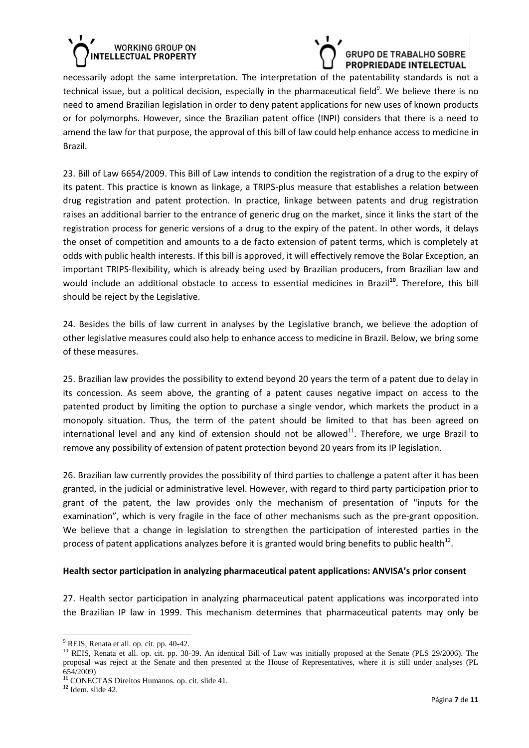necessarily adopt the same interpretation. The interpretation of the patentability standards is not a technical issue, but a political decision, especially in the pharmaceutical field[9]. We believe there is no need to amend Brazilian legislation in order to deny patent applications for new uses of known products or for polymorphs. However, since the Brazilian patent office (INPI) considers that there is a need to amend the law for that purpose, the approval of this bill of law could help enhance access to medicine in Brazil.

23. Bill of Law 6654/2009. This Bill of Law intends to condition the registration of a drug to the expiry of its patent. This practice is known as linkage, a TRIPS-plus measure that establishes a relation between drug registration and patent protection. In practice, linkage between patents and drug registration raises an additional barrier to the entrance of generic drug on the market, since it links the start of the registration process for generic versions of a drug to the expiry of the patent. In other words, it delays the onset of competition and amounts to a de facto extension of patent terms, which is completely at odds with public health interests. If this bill is approved, it will effectively remove the Bolar Exception, an important TRIPS-flexibility, which is already being used by Brazilian producers, from Brazilian law and would include an additional obstacle to access to essential medicines in Brazil[10]. Therefore, this bill should be reject by the Legislative.

24. Besides the bills of law current in analyses by the Legislative branch, we believe the adoption of other legislative measures could also help to enhance access to medicine in Brazil. Below, we bring some of these measures.

25. Brazilian law provides the possibility to extend beyond 20 years the term of a patent due to delay in its concession. As seem above, the granting of a patent causes negative impact on access to the patented product by limiting the option to purchase a single vendor, which markets the product in a monopoly situation. Thus, the term of the patent should be limited to that has been agreed on international level and any kind of extension should not be allowed[11]. Therefore, we urge Brazil to remove any possibility of extension of patent protection beyond 20 years from its IP legislation.

26. Brazilian law currently provides the possibility of third parties to challenge a patent after it has been granted, in the judicial or administrative level. However, with regard to third party participation prior to grant of the patent, the law provides only the mechanism of presentation of "inputs for the examination", which is very fragile in the face of other mechanisms such as the pre-grant opposition. We believe that a change in legislation to strengthen the participation of interested parties in the process of patent applications analyzes before it is granted would bring benefits to public health[12].

**Health sector participation in analyzing pharmaceutical patent applications: ANVISA's prior consent**

27. Health sector participation in analyzing pharmaceutical patent applications was incorporated into the Brazilian IP law in 1999. This mechanism determines that pharmaceutical patents may only be

---

[9] REIS, Renata et all. op. cit. pp. 40-42.

[10] REIS, Renata et all. op. cit. pp. 38-39. An identical Bill of Law was initially proposed at the Senate (PLS 29/2006). The proposal was reject at the Senate and then presented at the House of Representatives, where it is still under analyses (PL 654/2009)

[11] CONECTAS Direitos Humanos. op. cit. slide 41.

[12] Idem. slide 42.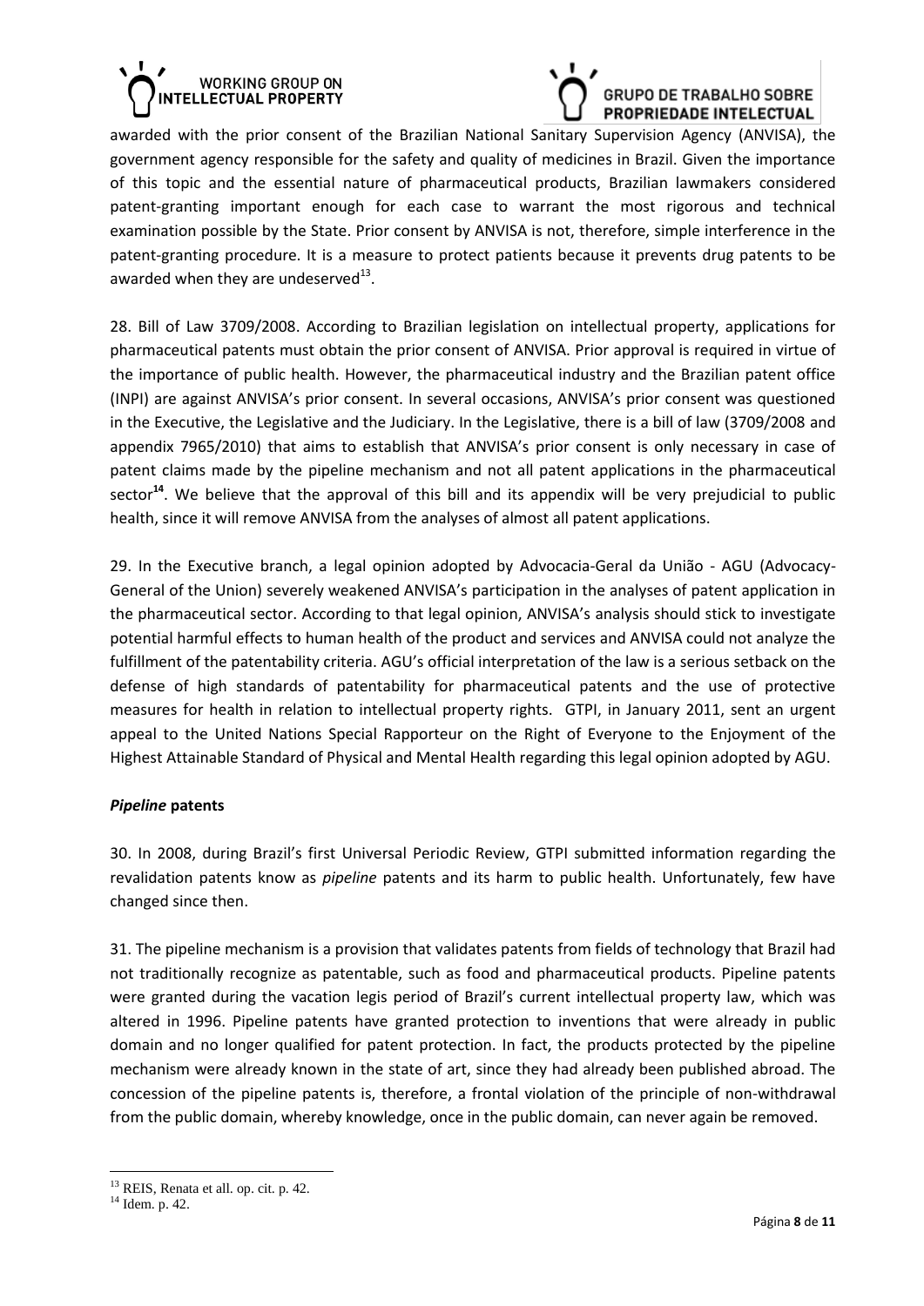awarded with the prior consent of the Brazilian National Sanitary Supervision Agency (ANVISA), the government agency responsible for the safety and quality of medicines in Brazil. Given the importance of this topic and the essential nature of pharmaceutical products, Brazilian lawmakers considered patent-granting important enough for each case to warrant the most rigorous and technical examination possible by the State. Prior consent by ANVISA is not, therefore, simple interference in the patent-granting procedure. It is a measure to protect patients because it prevents drug patents to be awarded when they are undeserved[13].

28. Bill of Law 3709/2008. According to Brazilian legislation on intellectual property, applications for pharmaceutical patents must obtain the prior consent of ANVISA. Prior approval is required in virtue of the importance of public health. However, the pharmaceutical industry and the Brazilian patent office (INPI) are against ANVISA's prior consent. In several occasions, ANVISA's prior consent was questioned in the Executive, the Legislative and the Judiciary. In the Legislative, there is a bill of law (3709/2008 and appendix 7965/2010) that aims to establish that ANVISA's prior consent is only necessary in case of patent claims made by the pipeline mechanism and not all patent applications in the pharmaceutical sector[14]. We believe that the approval of this bill and its appendix will be very prejudicial to public health, since it will remove ANVISA from the analyses of almost all patent applications.

29. In the Executive branch, a legal opinion adopted by Advocacia-Geral da União - AGU (Advocacy-General of the Union) severely weakened ANVISA's participation in the analyses of patent application in the pharmaceutical sector. According to that legal opinion, ANVISA's analysis should stick to investigate potential harmful effects to human health of the product and services and ANVISA could not analyze the fulfillment of the patentability criteria. AGU's official interpretation of the law is a serious setback on the defense of high standards of patentability for pharmaceutical patents and the use of protective measures for health in relation to intellectual property rights. GTPI, in January 2011, sent an urgent appeal to the United Nations Special Rapporteur on the Right of Everyone to the Enjoyment of the Highest Attainable Standard of Physical and Mental Health regarding this legal opinion adopted by AGU.

### ***Pipeline* patents**

30. In 2008, during Brazil's first Universal Periodic Review, GTPI submitted information regarding the revalidation patents know as *pipeline* patents and its harm to public health. Unfortunately, few have changed since then.

31. The pipeline mechanism is a provision that validates patents from fields of technology that Brazil had not traditionally recognize as patentable, such as food and pharmaceutical products. Pipeline patents were granted during the vacation legis period of Brazil's current intellectual property law, which was altered in 1996. Pipeline patents have granted protection to inventions that were already in public domain and no longer qualified for patent protection. In fact, the products protected by the pipeline mechanism were already known in the state of art, since they had already been published abroad. The concession of the pipeline patents is, therefore, a frontal violation of the principle of non-withdrawal from the public domain, whereby knowledge, once in the public domain, can never again be removed.

---

[13] REIS, Renata et all. op. cit. p. 42.

[14] Idem. p. 42.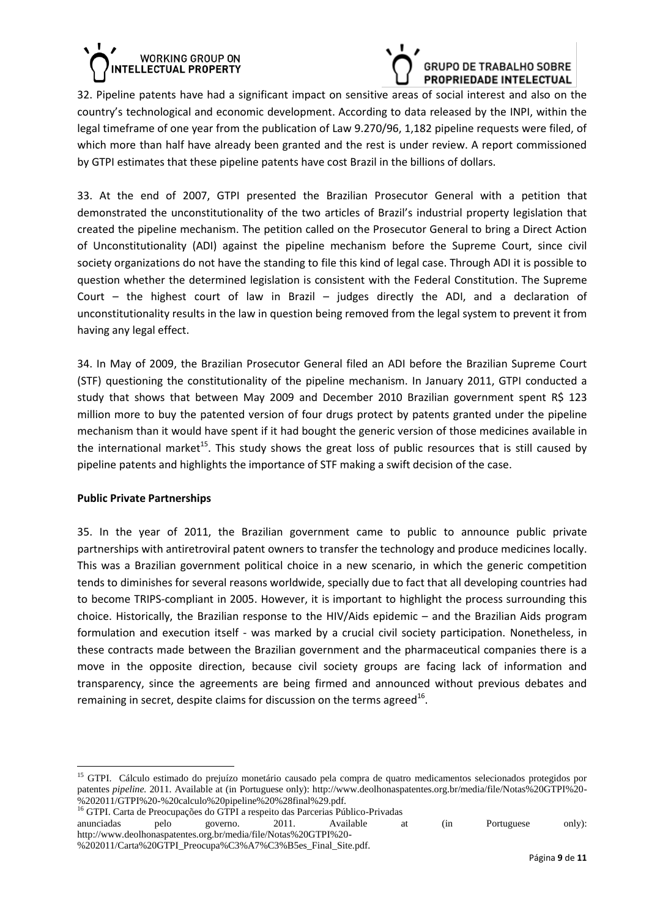32. Pipeline patents have had a significant impact on sensitive areas of social interest and also on the country's technological and economic development. According to data released by the INPI, within the legal timeframe of one year from the publication of Law 9.270/96, 1,182 pipeline requests were filed, of which more than half have already been granted and the rest is under review. A report commissioned by GTPI estimates that these pipeline patents have cost Brazil in the billions of dollars.

33. At the end of 2007, GTPI presented the Brazilian Prosecutor General with a petition that demonstrated the unconstitutionality of the two articles of Brazil's industrial property legislation that created the pipeline mechanism. The petition called on the Prosecutor General to bring a Direct Action of Unconstitutionality (ADI) against the pipeline mechanism before the Supreme Court, since civil society organizations do not have the standing to file this kind of legal case. Through ADI it is possible to question whether the determined legislation is consistent with the Federal Constitution. The Supreme Court – the highest court of law in Brazil – judges directly the ADI, and a declaration of unconstitutionality results in the law in question being removed from the legal system to prevent it from having any legal effect.

34. In May of 2009, the Brazilian Prosecutor General filed an ADI before the Brazilian Supreme Court (STF) questioning the constitutionality of the pipeline mechanism. In January 2011, GTPI conducted a study that shows that between May 2009 and December 2010 Brazilian government spent R$ 123 million more to buy the patented version of four drugs protect by patents granted under the pipeline mechanism than it would have spent if it had bought the generic version of those medicines available in the international market[15]. This study shows the great loss of public resources that is still caused by pipeline patents and highlights the importance of STF making a swift decision of the case.

**Public Private Partnerships**

35. In the year of 2011, the Brazilian government came to public to announce public private partnerships with antiretroviral patent owners to transfer the technology and produce medicines locally. This was a Brazilian government political choice in a new scenario, in which the generic competition tends to diminishes for several reasons worldwide, specially due to fact that all developing countries had to become TRIPS-compliant in 2005. However, it is important to highlight the process surrounding this choice. Historically, the Brazilian response to the HIV/Aids epidemic – and the Brazilian Aids program formulation and execution itself - was marked by a crucial civil society participation. Nonetheless, in these contracts made between the Brazilian government and the pharmaceutical companies there is a move in the opposite direction, because civil society groups are facing lack of information and transparency, since the agreements are being firmed and announced without previous debates and remaining in secret, despite claims for discussion on the terms agreed[16].

---

[15] GTPI. Cálculo estimado do prejuízo monetário causado pela compra de quatro medicamentos selecionados protegidos por patentes *pipeline.* 2011. Available at (in Portuguese only): http://www.deolhonaspatentes.org.br/media/file/Notas%20GTPI%20-%202011/GTPI%20-%20calculo%20pipeline%20%28final%29.pdf.

[16] GTPI. Carta de Preocupações do GTPI a respeito das Parcerias Público-Privadas anunciadas pelo governo. 2011. Available at (in Portuguese only): http://www.deolhonaspatentes.org.br/media/file/Notas%20GTPI%20-%202011/Carta%20GTPI_Preocupa%C3%A7%C3%B5es_Final_Site.pdf.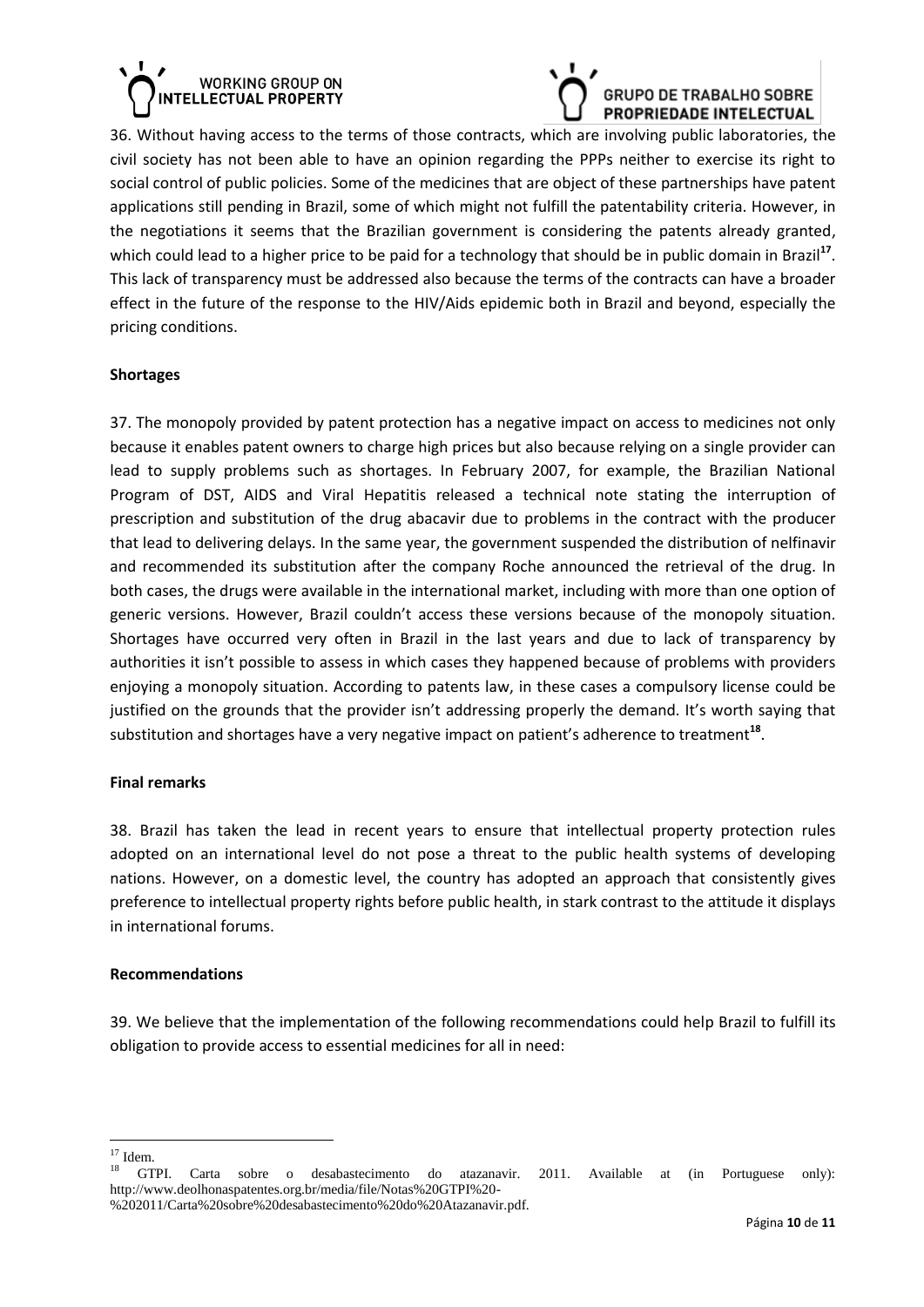36. Without having access to the terms of those contracts, which are involving public laboratories, the civil society has not been able to have an opinion regarding the PPPs neither to exercise its right to social control of public policies. Some of the medicines that are object of these partnerships have patent applications still pending in Brazil, some of which might not fulfill the patentability criteria. However, in the negotiations it seems that the Brazilian government is considering the patents already granted, which could lead to a higher price to be paid for a technology that should be in public domain in Brazil[17]. This lack of transparency must be addressed also because the terms of the contracts can have a broader effect in the future of the response to the HIV/Aids epidemic both in Brazil and beyond, especially the pricing conditions.

**Shortages**

37. The monopoly provided by patent protection has a negative impact on access to medicines not only because it enables patent owners to charge high prices but also because relying on a single provider can lead to supply problems such as shortages. In February 2007, for example, the Brazilian National Program of DST, AIDS and Viral Hepatitis released a technical note stating the interruption of prescription and substitution of the drug abacavir due to problems in the contract with the producer that lead to delivering delays. In the same year, the government suspended the distribution of nelfinavir and recommended its substitution after the company Roche announced the retrieval of the drug. In both cases, the drugs were available in the international market, including with more than one option of generic versions. However, Brazil couldn't access these versions because of the monopoly situation. Shortages have occurred very often in Brazil in the last years and due to lack of transparency by authorities it isn't possible to assess in which cases they happened because of problems with providers enjoying a monopoly situation. According to patents law, in these cases a compulsory license could be justified on the grounds that the provider isn't addressing properly the demand. It's worth saying that substitution and shortages have a very negative impact on patient's adherence to treatment[18].

**Final remarks**

38. Brazil has taken the lead in recent years to ensure that intellectual property protection rules adopted on an international level do not pose a threat to the public health systems of developing nations. However, on a domestic level, the country has adopted an approach that consistently gives preference to intellectual property rights before public health, in stark contrast to the attitude it displays in international forums.

**Recommendations**

39. We believe that the implementation of the following recommendations could help Brazil to fulfill its obligation to provide access to essential medicines for all in need:

---

[17] Idem.

[18] GTPI. Carta sobre o desabastecimento do atazanavir. 2011. Available at (in Portuguese only): http://www.deolhonaspatentes.org.br/media/file/Notas%20GTPI%20-%202011/Carta%20sobre%20desabastecimento%20do%20Atazanavir.pdf.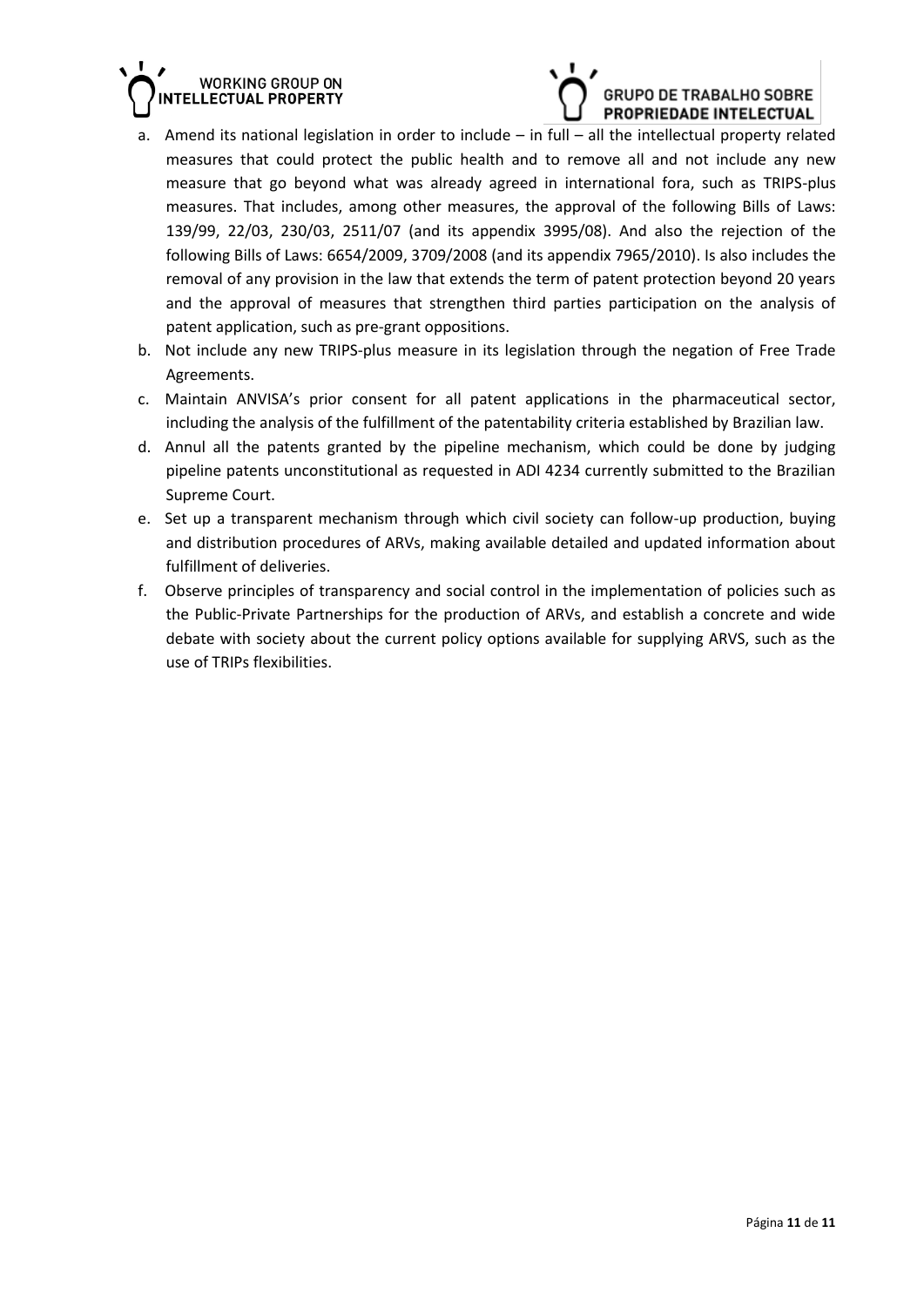a. Amend its national legislation in order to include – in full – all the intellectual property related measures that could protect the public health and to remove all and not include any new measure that go beyond what was already agreed in international fora, such as TRIPS-plus measures. That includes, among other measures, the approval of the following Bills of Laws: 139/99, 22/03, 230/03, 2511/07 (and its appendix 3995/08). And also the rejection of the following Bills of Laws: 6654/2009, 3709/2008 (and its appendix 7965/2010). Is also includes the removal of any provision in the law that extends the term of patent protection beyond 20 years and the approval of measures that strengthen third parties participation on the analysis of patent application, such as pre-grant oppositions.
b. Not include any new TRIPS-plus measure in its legislation through the negation of Free Trade Agreements.
c. Maintain ANVISA's prior consent for all patent applications in the pharmaceutical sector, including the analysis of the fulfillment of the patentability criteria established by Brazilian law.
d. Annul all the patents granted by the pipeline mechanism, which could be done by judging pipeline patents unconstitutional as requested in ADI 4234 currently submitted to the Brazilian Supreme Court.
e. Set up a transparent mechanism through which civil society can follow-up production, buying and distribution procedures of ARVs, making available detailed and updated information about fulfillment of deliveries.
f. Observe principles of transparency and social control in the implementation of policies such as the Public-Private Partnerships for the production of ARVs, and establish a concrete and wide debate with society about the current policy options available for supplying ARVS, such as the use of TRIPs flexibilities.